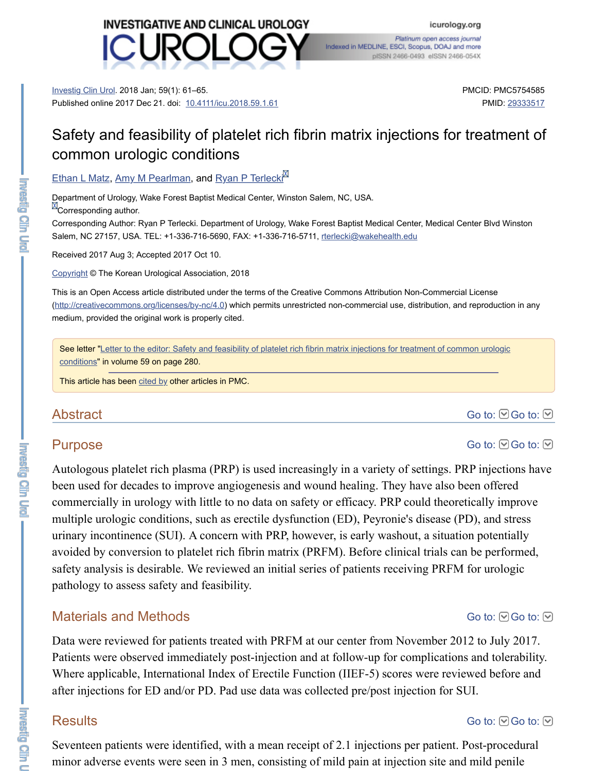Investig Clin Urol. 2018 Jan; 59(1): 61–65.
Published online 2017 Dec 21. doi: 10.4111/icu.2018.59.1.61

PMCID: PMC5754585
PMID: 29333517

# Safety and feasibility of platelet rich fibrin matrix injections for treatment of common urologic conditions

Ethan L Matz, Amy M Pearlman, and Ryan P Terlecki

Department of Urology, Wake Forest Baptist Medical Center, Winston Salem, NC, USA.

Corresponding author.

Corresponding Author: Ryan P Terlecki. Department of Urology, Wake Forest Baptist Medical Center, Medical Center Blvd Winston Salem, NC 27157, USA. TEL: +1-336-716-5690, FAX: +1-336-716-5711, rterlecki@wakehealth.edu

Received 2017 Aug 3; Accepted 2017 Oct 10.

Copyright © The Korean Urological Association, 2018

This is an Open Access article distributed under the terms of the Creative Commons Attribution Non-Commercial License (http://creativecommons.org/licenses/by-nc/4.0) which permits unrestricted non-commercial use, distribution, and reproduction in any medium, provided the original work is properly cited.

See letter "Letter to the editor: Safety and feasibility of platelet rich fibrin matrix injections for treatment of common urologic conditions" in volume 59 on page 280.

This article has been cited by other articles in PMC.

## Abstract

### Purpose

Autologous platelet rich plasma (PRP) is used increasingly in a variety of settings. PRP injections have been used for decades to improve angiogenesis and wound healing. They have also been offered commercially in urology with little to no data on safety or efficacy. PRP could theoretically improve multiple urologic conditions, such as erectile dysfunction (ED), Peyronie's disease (PD), and stress urinary incontinence (SUI). A concern with PRP, however, is early washout, a situation potentially avoided by conversion to platelet rich fibrin matrix (PRFM). Before clinical trials can be performed, safety analysis is desirable. We reviewed an initial series of patients receiving PRFM for urologic pathology to assess safety and feasibility.

### Materials and Methods

Data were reviewed for patients treated with PRFM at our center from November 2012 to July 2017. Patients were observed immediately post-injection and at follow-up for complications and tolerability. Where applicable, International Index of Erectile Function (IIEF-5) scores were reviewed before and after injections for ED and/or PD. Pad use data was collected pre/post injection for SUI.

### Results

Seventeen patients were identified, with a mean receipt of 2.1 injections per patient. Post-procedural minor adverse events were seen in 3 men, consisting of mild pain at injection site and mild penile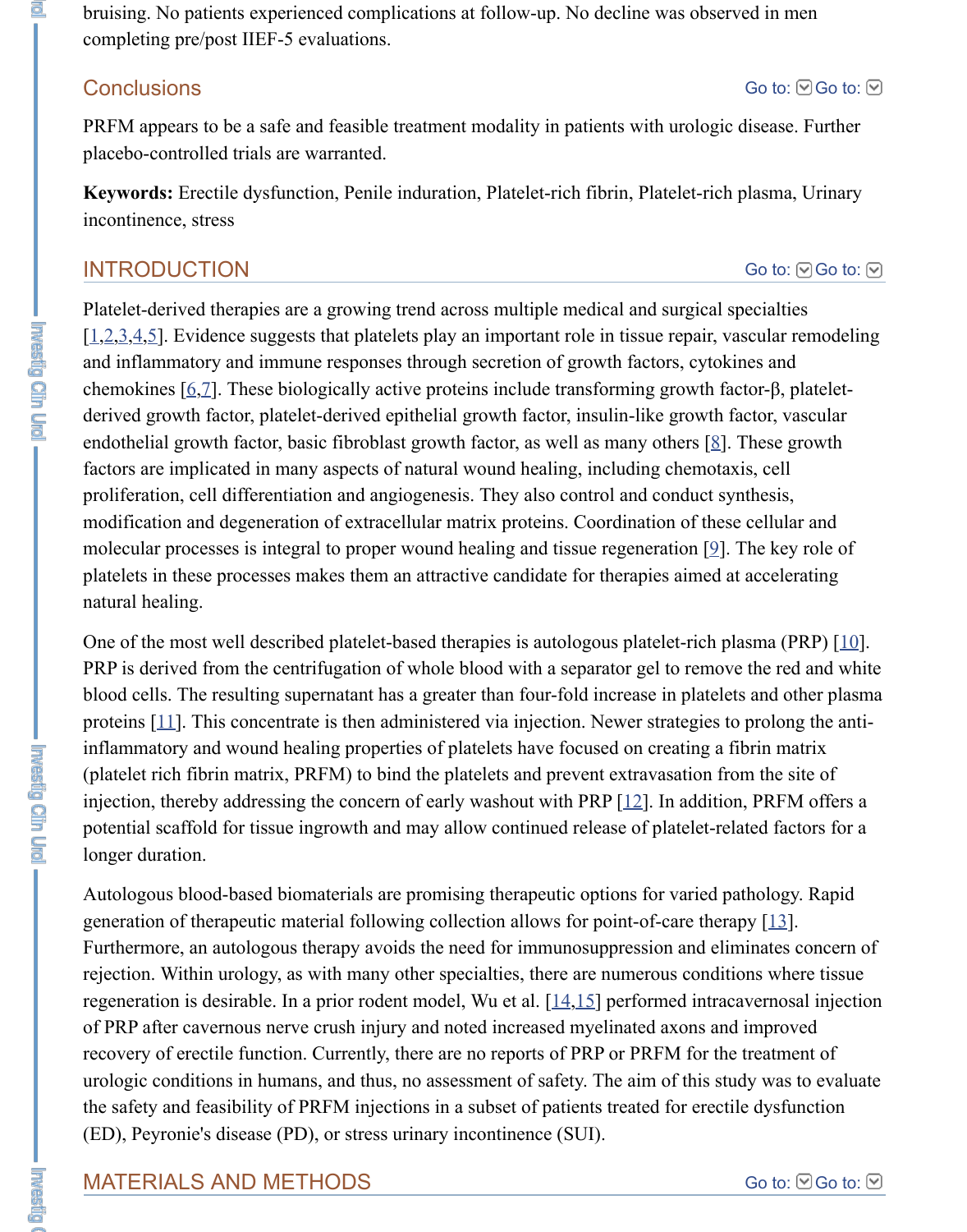bruising. No patients experienced complications at follow-up. No decline was observed in men completing pre/post IIEF-5 evaluations.

### Conclusions

PRFM appears to be a safe and feasible treatment modality in patients with urologic disease. Further placebo-controlled trials are warranted.

**Keywords:** Erectile dysfunction, Penile induration, Platelet-rich fibrin, Platelet-rich plasma, Urinary incontinence, stress

## INTRODUCTION

Platelet-derived therapies are a growing trend across multiple medical and surgical specialties [1,2,3,4,5]. Evidence suggests that platelets play an important role in tissue repair, vascular remodeling and inflammatory and immune responses through secretion of growth factors, cytokines and chemokines [6,7]. These biologically active proteins include transforming growth factor-β, platelet-derived growth factor, platelet-derived epithelial growth factor, insulin-like growth factor, vascular endothelial growth factor, basic fibroblast growth factor, as well as many others [8]. These growth factors are implicated in many aspects of natural wound healing, including chemotaxis, cell proliferation, cell differentiation and angiogenesis. They also control and conduct synthesis, modification and degeneration of extracellular matrix proteins. Coordination of these cellular and molecular processes is integral to proper wound healing and tissue regeneration [9]. The key role of platelets in these processes makes them an attractive candidate for therapies aimed at accelerating natural healing.

One of the most well described platelet-based therapies is autologous platelet-rich plasma (PRP) [10]. PRP is derived from the centrifugation of whole blood with a separator gel to remove the red and white blood cells. The resulting supernatant has a greater than four-fold increase in platelets and other plasma proteins [11]. This concentrate is then administered via injection. Newer strategies to prolong the anti-inflammatory and wound healing properties of platelets have focused on creating a fibrin matrix (platelet rich fibrin matrix, PRFM) to bind the platelets and prevent extravasation from the site of injection, thereby addressing the concern of early washout with PRP [12]. In addition, PRFM offers a potential scaffold for tissue ingrowth and may allow continued release of platelet-related factors for a longer duration.

Autologous blood-based biomaterials are promising therapeutic options for varied pathology. Rapid generation of therapeutic material following collection allows for point-of-care therapy [13]. Furthermore, an autologous therapy avoids the need for immunosuppression and eliminates concern of rejection. Within urology, as with many other specialties, there are numerous conditions where tissue regeneration is desirable. In a prior rodent model, Wu et al. [14,15] performed intracavernosal injection of PRP after cavernous nerve crush injury and noted increased myelinated axons and improved recovery of erectile function. Currently, there are no reports of PRP or PRFM for the treatment of urologic conditions in humans, and thus, no assessment of safety. The aim of this study was to evaluate the safety and feasibility of PRFM injections in a subset of patients treated for erectile dysfunction (ED), Peyronie's disease (PD), or stress urinary incontinence (SUI).

## MATERIALS AND METHODS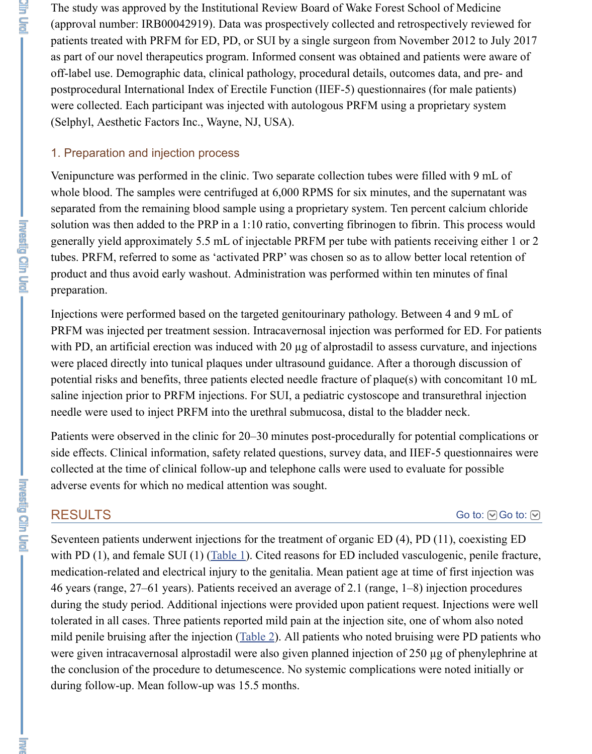The study was approved by the Institutional Review Board of Wake Forest School of Medicine (approval number: IRB00042919). Data was prospectively collected and retrospectively reviewed for patients treated with PRFM for ED, PD, or SUI by a single surgeon from November 2012 to July 2017 as part of our novel therapeutics program. Informed consent was obtained and patients were aware of off-label use. Demographic data, clinical pathology, procedural details, outcomes data, and pre- and postprocedural International Index of Erectile Function (IIEF-5) questionnaires (for male patients) were collected. Each participant was injected with autologous PRFM using a proprietary system (Selphyl, Aesthetic Factors Inc., Wayne, NJ, USA).

### 1. Preparation and injection process

Venipuncture was performed in the clinic. Two separate collection tubes were filled with 9 mL of whole blood. The samples were centrifuged at 6,000 RPMS for six minutes, and the supernatant was separated from the remaining blood sample using a proprietary system. Ten percent calcium chloride solution was then added to the PRP in a 1:10 ratio, converting fibrinogen to fibrin. This process would generally yield approximately 5.5 mL of injectable PRFM per tube with patients receiving either 1 or 2 tubes. PRFM, referred to some as 'activated PRP' was chosen so as to allow better local retention of product and thus avoid early washout. Administration was performed within ten minutes of final preparation.

Injections were performed based on the targeted genitourinary pathology. Between 4 and 9 mL of PRFM was injected per treatment session. Intracavernosal injection was performed for ED. For patients with PD, an artificial erection was induced with 20 µg of alprostadil to assess curvature, and injections were placed directly into tunical plaques under ultrasound guidance. After a thorough discussion of potential risks and benefits, three patients elected needle fracture of plaque(s) with concomitant 10 mL saline injection prior to PRFM injections. For SUI, a pediatric cystoscope and transurethral injection needle were used to inject PRFM into the urethral submucosa, distal to the bladder neck.

Patients were observed in the clinic for 20–30 minutes post-procedurally for potential complications or side effects. Clinical information, safety related questions, survey data, and IIEF-5 questionnaires were collected at the time of clinical follow-up and telephone calls were used to evaluate for possible adverse events for which no medical attention was sought.

## RESULTS

Seventeen patients underwent injections for the treatment of organic ED (4), PD (11), coexisting ED with PD (1), and female SUI (1) (Table 1). Cited reasons for ED included vasculogenic, penile fracture, medication-related and electrical injury to the genitalia. Mean patient age at time of first injection was 46 years (range, 27–61 years). Patients received an average of 2.1 (range, 1–8) injection procedures during the study period. Additional injections were provided upon patient request. Injections were well tolerated in all cases. Three patients reported mild pain at the injection site, one of whom also noted mild penile bruising after the injection (Table 2). All patients who noted bruising were PD patients who were given intracavernosal alprostadil were also given planned injection of 250 µg of phenylephrine at the conclusion of the procedure to detumescence. No systemic complications were noted initially or during follow-up. Mean follow-up was 15.5 months.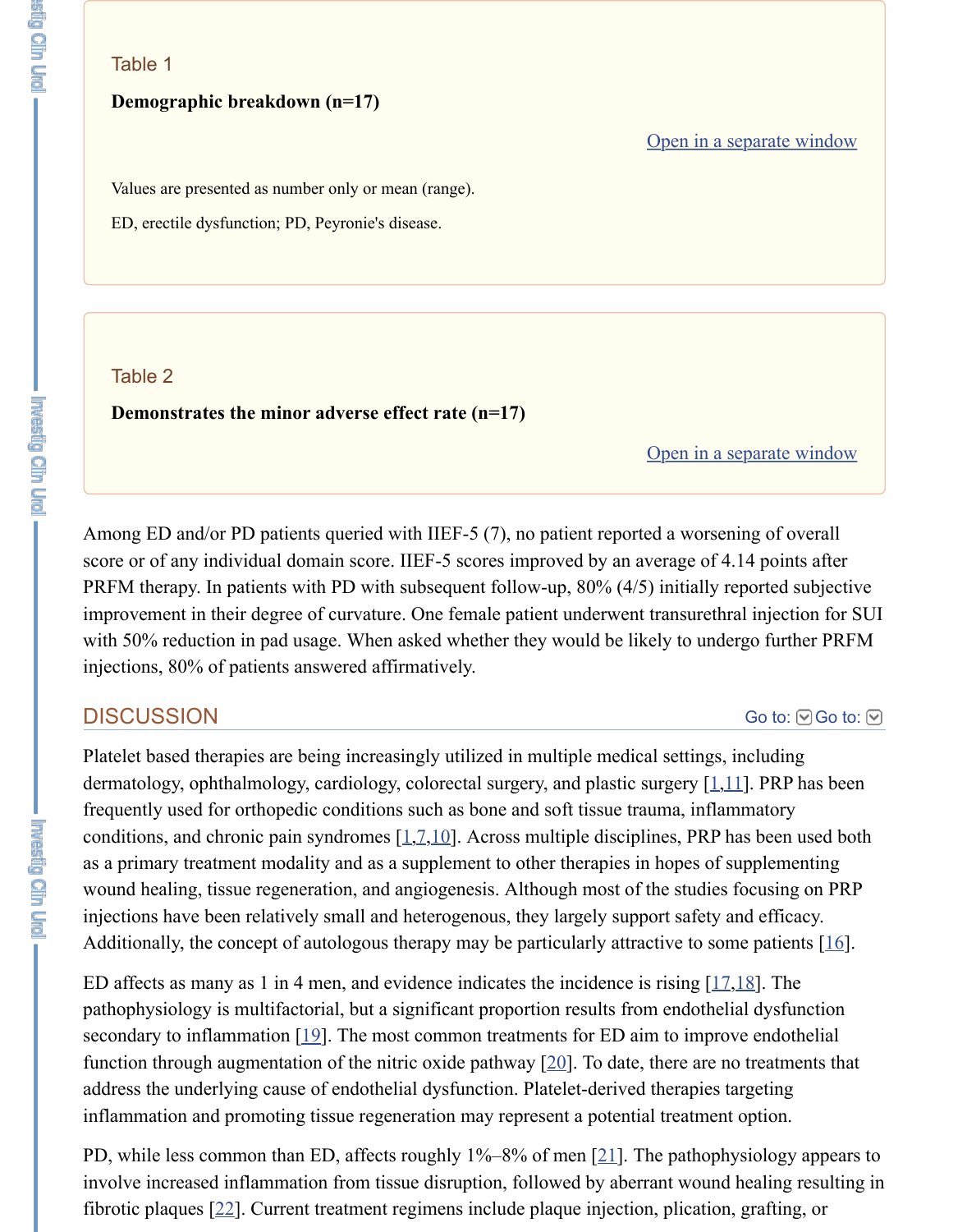Table 1

**Demographic breakdown (n=17)**

Values are presented as number only or mean (range).

ED, erectile dysfunction; PD, Peyronie's disease.

Table 2

**Demonstrates the minor adverse effect rate (n=17)**

Among ED and/or PD patients queried with IIEF-5 (7), no patient reported a worsening of overall score or of any individual domain score. IIEF-5 scores improved by an average of 4.14 points after PRFM therapy. In patients with PD with subsequent follow-up, 80% (4/5) initially reported subjective improvement in their degree of curvature. One female patient underwent transurethral injection for SUI with 50% reduction in pad usage. When asked whether they would be likely to undergo further PRFM injections, 80% of patients answered affirmatively.

## DISCUSSION

Platelet based therapies are being increasingly utilized in multiple medical settings, including dermatology, ophthalmology, cardiology, colorectal surgery, and plastic surgery [1,11]. PRP has been frequently used for orthopedic conditions such as bone and soft tissue trauma, inflammatory conditions, and chronic pain syndromes [1,7,10]. Across multiple disciplines, PRP has been used both as a primary treatment modality and as a supplement to other therapies in hopes of supplementing wound healing, tissue regeneration, and angiogenesis. Although most of the studies focusing on PRP injections have been relatively small and heterogenous, they largely support safety and efficacy. Additionally, the concept of autologous therapy may be particularly attractive to some patients [16].

ED affects as many as 1 in 4 men, and evidence indicates the incidence is rising [17,18]. The pathophysiology is multifactorial, but a significant proportion results from endothelial dysfunction secondary to inflammation [19]. The most common treatments for ED aim to improve endothelial function through augmentation of the nitric oxide pathway [20]. To date, there are no treatments that address the underlying cause of endothelial dysfunction. Platelet-derived therapies targeting inflammation and promoting tissue regeneration may represent a potential treatment option.

PD, while less common than ED, affects roughly 1%–8% of men [21]. The pathophysiology appears to involve increased inflammation from tissue disruption, followed by aberrant wound healing resulting in fibrotic plaques [22]. Current treatment regimens include plaque injection, plication, grafting, or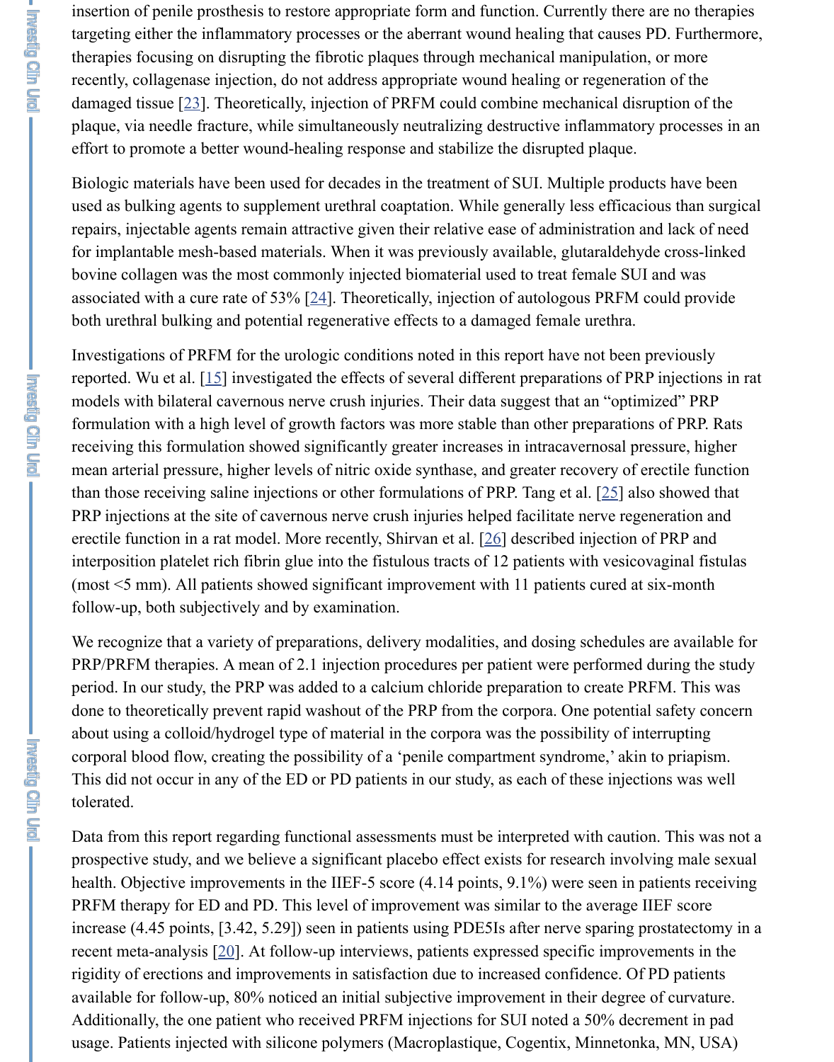insertion of penile prosthesis to restore appropriate form and function. Currently there are no therapies targeting either the inflammatory processes or the aberrant wound healing that causes PD. Furthermore, therapies focusing on disrupting the fibrotic plaques through mechanical manipulation, or more recently, collagenase injection, do not address appropriate wound healing or regeneration of the damaged tissue [23]. Theoretically, injection of PRFM could combine mechanical disruption of the plaque, via needle fracture, while simultaneously neutralizing destructive inflammatory processes in an effort to promote a better wound-healing response and stabilize the disrupted plaque.

Biologic materials have been used for decades in the treatment of SUI. Multiple products have been used as bulking agents to supplement urethral coaptation. While generally less efficacious than surgical repairs, injectable agents remain attractive given their relative ease of administration and lack of need for implantable mesh-based materials. When it was previously available, glutaraldehyde cross-linked bovine collagen was the most commonly injected biomaterial used to treat female SUI and was associated with a cure rate of 53% [24]. Theoretically, injection of autologous PRFM could provide both urethral bulking and potential regenerative effects to a damaged female urethra.

Investigations of PRFM for the urologic conditions noted in this report have not been previously reported. Wu et al. [15] investigated the effects of several different preparations of PRP injections in rat models with bilateral cavernous nerve crush injuries. Their data suggest that an "optimized" PRP formulation with a high level of growth factors was more stable than other preparations of PRP. Rats receiving this formulation showed significantly greater increases in intracavernosal pressure, higher mean arterial pressure, higher levels of nitric oxide synthase, and greater recovery of erectile function than those receiving saline injections or other formulations of PRP. Tang et al. [25] also showed that PRP injections at the site of cavernous nerve crush injuries helped facilitate nerve regeneration and erectile function in a rat model. More recently, Shirvan et al. [26] described injection of PRP and interposition platelet rich fibrin glue into the fistulous tracts of 12 patients with vesicovaginal fistulas (most <5 mm). All patients showed significant improvement with 11 patients cured at six-month follow-up, both subjectively and by examination.

We recognize that a variety of preparations, delivery modalities, and dosing schedules are available for PRP/PRFM therapies. A mean of 2.1 injection procedures per patient were performed during the study period. In our study, the PRP was added to a calcium chloride preparation to create PRFM. This was done to theoretically prevent rapid washout of the PRP from the corpora. One potential safety concern about using a colloid/hydrogel type of material in the corpora was the possibility of interrupting corporal blood flow, creating the possibility of a 'penile compartment syndrome,' akin to priapism. This did not occur in any of the ED or PD patients in our study, as each of these injections was well tolerated.

Data from this report regarding functional assessments must be interpreted with caution. This was not a prospective study, and we believe a significant placebo effect exists for research involving male sexual health. Objective improvements in the IIEF-5 score (4.14 points, 9.1%) were seen in patients receiving PRFM therapy for ED and PD. This level of improvement was similar to the average IIEF score increase (4.45 points, [3.42, 5.29]) seen in patients using PDE5Is after nerve sparing prostatectomy in a recent meta-analysis [20]. At follow-up interviews, patients expressed specific improvements in the rigidity of erections and improvements in satisfaction due to increased confidence. Of PD patients available for follow-up, 80% noticed an initial subjective improvement in their degree of curvature. Additionally, the one patient who received PRFM injections for SUI noted a 50% decrement in pad usage. Patients injected with silicone polymers (Macroplastique, Cogentix, Minnetonka, MN, USA)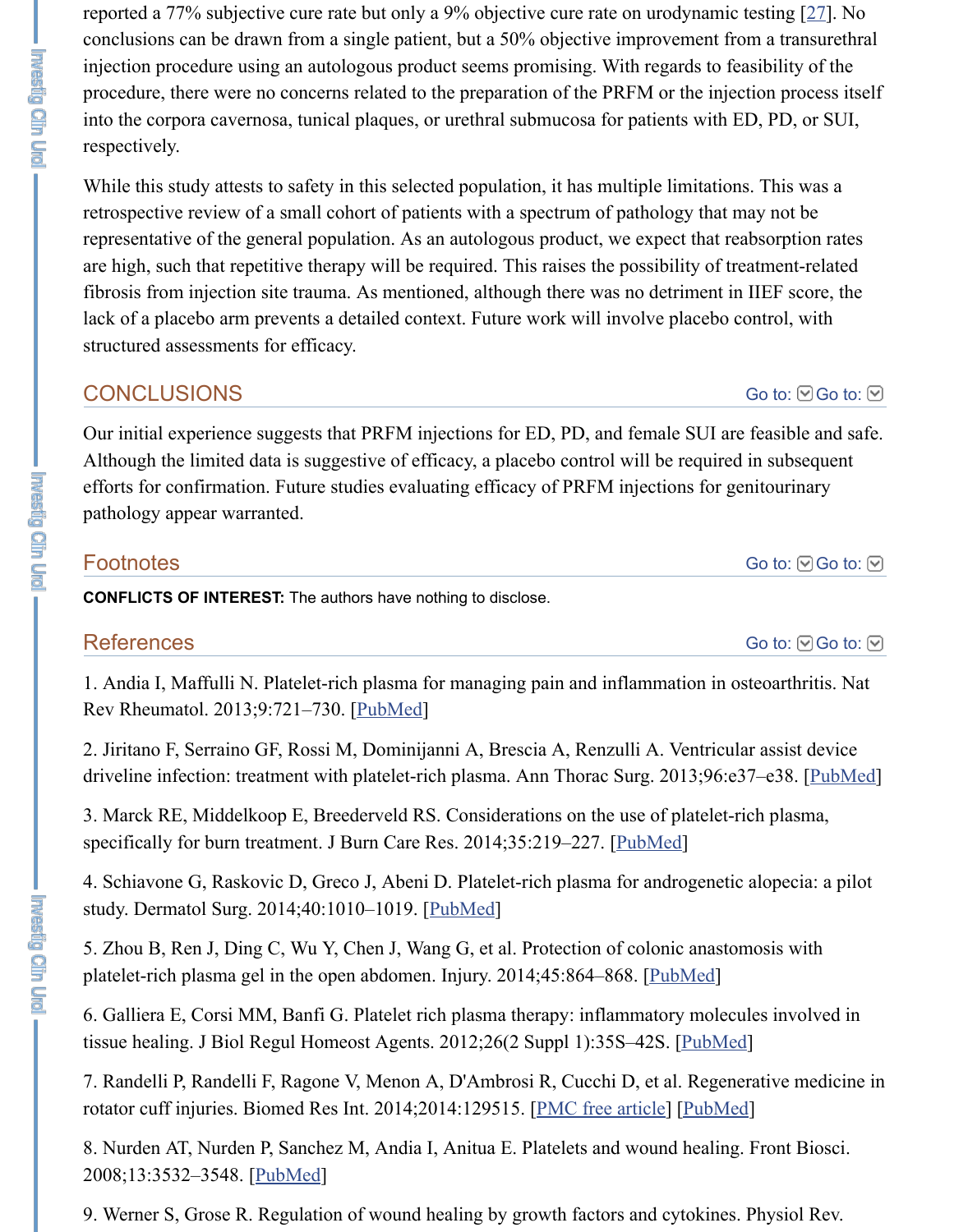reported a 77% subjective cure rate but only a 9% objective cure rate on urodynamic testing [27]. No conclusions can be drawn from a single patient, but a 50% objective improvement from a transurethral injection procedure using an autologous product seems promising. With regards to feasibility of the procedure, there were no concerns related to the preparation of the PRFM or the injection process itself into the corpora cavernosa, tunical plaques, or urethral submucosa for patients with ED, PD, or SUI, respectively.

While this study attests to safety in this selected population, it has multiple limitations. This was a retrospective review of a small cohort of patients with a spectrum of pathology that may not be representative of the general population. As an autologous product, we expect that reabsorption rates are high, such that repetitive therapy will be required. This raises the possibility of treatment-related fibrosis from injection site trauma. As mentioned, although there was no detriment in IIEF score, the lack of a placebo arm prevents a detailed context. Future work will involve placebo control, with structured assessments for efficacy.

## CONCLUSIONS

Our initial experience suggests that PRFM injections for ED, PD, and female SUI are feasible and safe. Although the limited data is suggestive of efficacy, a placebo control will be required in subsequent efforts for confirmation. Future studies evaluating efficacy of PRFM injections for genitourinary pathology appear warranted.

## Footnotes

**CONFLICTS OF INTEREST:** The authors have nothing to disclose.

## References

1. Andia I, Maffulli N. Platelet-rich plasma for managing pain and inflammation in osteoarthritis. Nat Rev Rheumatol. 2013;9:721–730. [PubMed]

2. Jiritano F, Serraino GF, Rossi M, Dominijanni A, Brescia A, Renzulli A. Ventricular assist device driveline infection: treatment with platelet-rich plasma. Ann Thorac Surg. 2013;96:e37–e38. [PubMed]

3. Marck RE, Middelkoop E, Breederveld RS. Considerations on the use of platelet-rich plasma, specifically for burn treatment. J Burn Care Res. 2014;35:219–227. [PubMed]

4. Schiavone G, Raskovic D, Greco J, Abeni D. Platelet-rich plasma for androgenetic alopecia: a pilot study. Dermatol Surg. 2014;40:1010–1019. [PubMed]

5. Zhou B, Ren J, Ding C, Wu Y, Chen J, Wang G, et al. Protection of colonic anastomosis with platelet-rich plasma gel in the open abdomen. Injury. 2014;45:864–868. [PubMed]

6. Galliera E, Corsi MM, Banfi G. Platelet rich plasma therapy: inflammatory molecules involved in tissue healing. J Biol Regul Homeost Agents. 2012;26(2 Suppl 1):35S–42S. [PubMed]

7. Randelli P, Randelli F, Ragone V, Menon A, D'Ambrosi R, Cucchi D, et al. Regenerative medicine in rotator cuff injuries. Biomed Res Int. 2014;2014:129515. [PMC free article] [PubMed]

8. Nurden AT, Nurden P, Sanchez M, Andia I, Anitua E. Platelets and wound healing. Front Biosci. 2008;13:3532–3548. [PubMed]

9. Werner S, Grose R. Regulation of wound healing by growth factors and cytokines. Physiol Rev.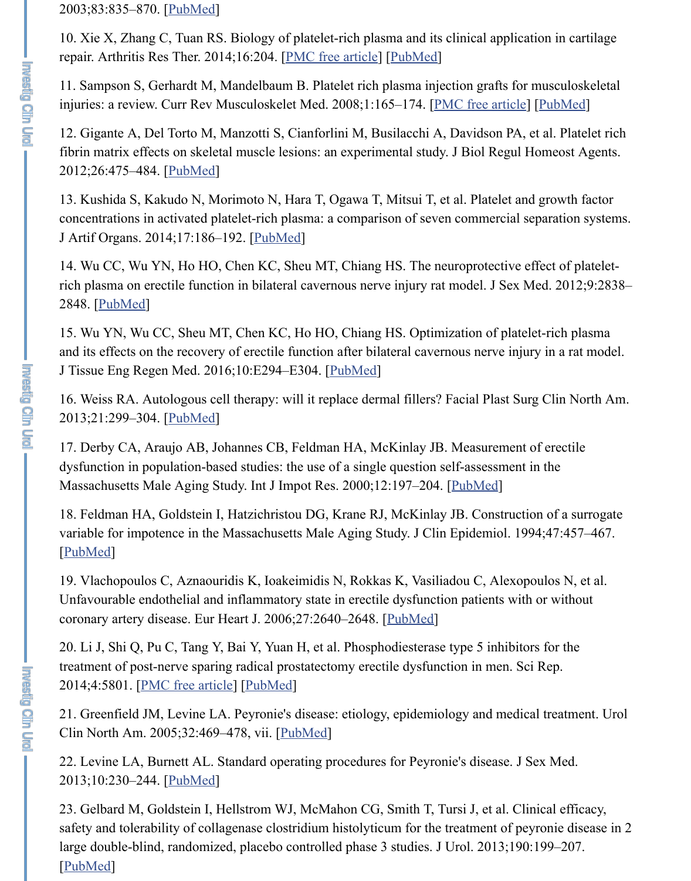2003;83:835–870. [PubMed]

10. Xie X, Zhang C, Tuan RS. Biology of platelet-rich plasma and its clinical application in cartilage repair. Arthritis Res Ther. 2014;16:204. [PMC free article] [PubMed]

11. Sampson S, Gerhardt M, Mandelbaum B. Platelet rich plasma injection grafts for musculoskeletal injuries: a review. Curr Rev Musculoskelet Med. 2008;1:165–174. [PMC free article] [PubMed]

12. Gigante A, Del Torto M, Manzotti S, Cianforlini M, Busilacchi A, Davidson PA, et al. Platelet rich fibrin matrix effects on skeletal muscle lesions: an experimental study. J Biol Regul Homeost Agents. 2012;26:475–484. [PubMed]

13. Kushida S, Kakudo N, Morimoto N, Hara T, Ogawa T, Mitsui T, et al. Platelet and growth factor concentrations in activated platelet-rich plasma: a comparison of seven commercial separation systems. J Artif Organs. 2014;17:186–192. [PubMed]

14. Wu CC, Wu YN, Ho HO, Chen KC, Sheu MT, Chiang HS. The neuroprotective effect of platelet-rich plasma on erectile function in bilateral cavernous nerve injury rat model. J Sex Med. 2012;9:2838–2848. [PubMed]

15. Wu YN, Wu CC, Sheu MT, Chen KC, Ho HO, Chiang HS. Optimization of platelet-rich plasma and its effects on the recovery of erectile function after bilateral cavernous nerve injury in a rat model. J Tissue Eng Regen Med. 2016;10:E294–E304. [PubMed]

16. Weiss RA. Autologous cell therapy: will it replace dermal fillers? Facial Plast Surg Clin North Am. 2013;21:299–304. [PubMed]

17. Derby CA, Araujo AB, Johannes CB, Feldman HA, McKinlay JB. Measurement of erectile dysfunction in population-based studies: the use of a single question self-assessment in the Massachusetts Male Aging Study. Int J Impot Res. 2000;12:197–204. [PubMed]

18. Feldman HA, Goldstein I, Hatzichristou DG, Krane RJ, McKinlay JB. Construction of a surrogate variable for impotence in the Massachusetts Male Aging Study. J Clin Epidemiol. 1994;47:457–467. [PubMed]

19. Vlachopoulos C, Aznaouridis K, Ioakeimidis N, Rokkas K, Vasiliadou C, Alexopoulos N, et al. Unfavourable endothelial and inflammatory state in erectile dysfunction patients with or without coronary artery disease. Eur Heart J. 2006;27:2640–2648. [PubMed]

20. Li J, Shi Q, Pu C, Tang Y, Bai Y, Yuan H, et al. Phosphodiesterase type 5 inhibitors for the treatment of post-nerve sparing radical prostatectomy erectile dysfunction in men. Sci Rep. 2014;4:5801. [PMC free article] [PubMed]

21. Greenfield JM, Levine LA. Peyronie's disease: etiology, epidemiology and medical treatment. Urol Clin North Am. 2005;32:469–478, vii. [PubMed]

22. Levine LA, Burnett AL. Standard operating procedures for Peyronie's disease. J Sex Med. 2013;10:230–244. [PubMed]

23. Gelbard M, Goldstein I, Hellstrom WJ, McMahon CG, Smith T, Tursi J, et al. Clinical efficacy, safety and tolerability of collagenase clostridium histolyticum for the treatment of peyronie disease in 2 large double-blind, randomized, placebo controlled phase 3 studies. J Urol. 2013;190:199–207. [PubMed]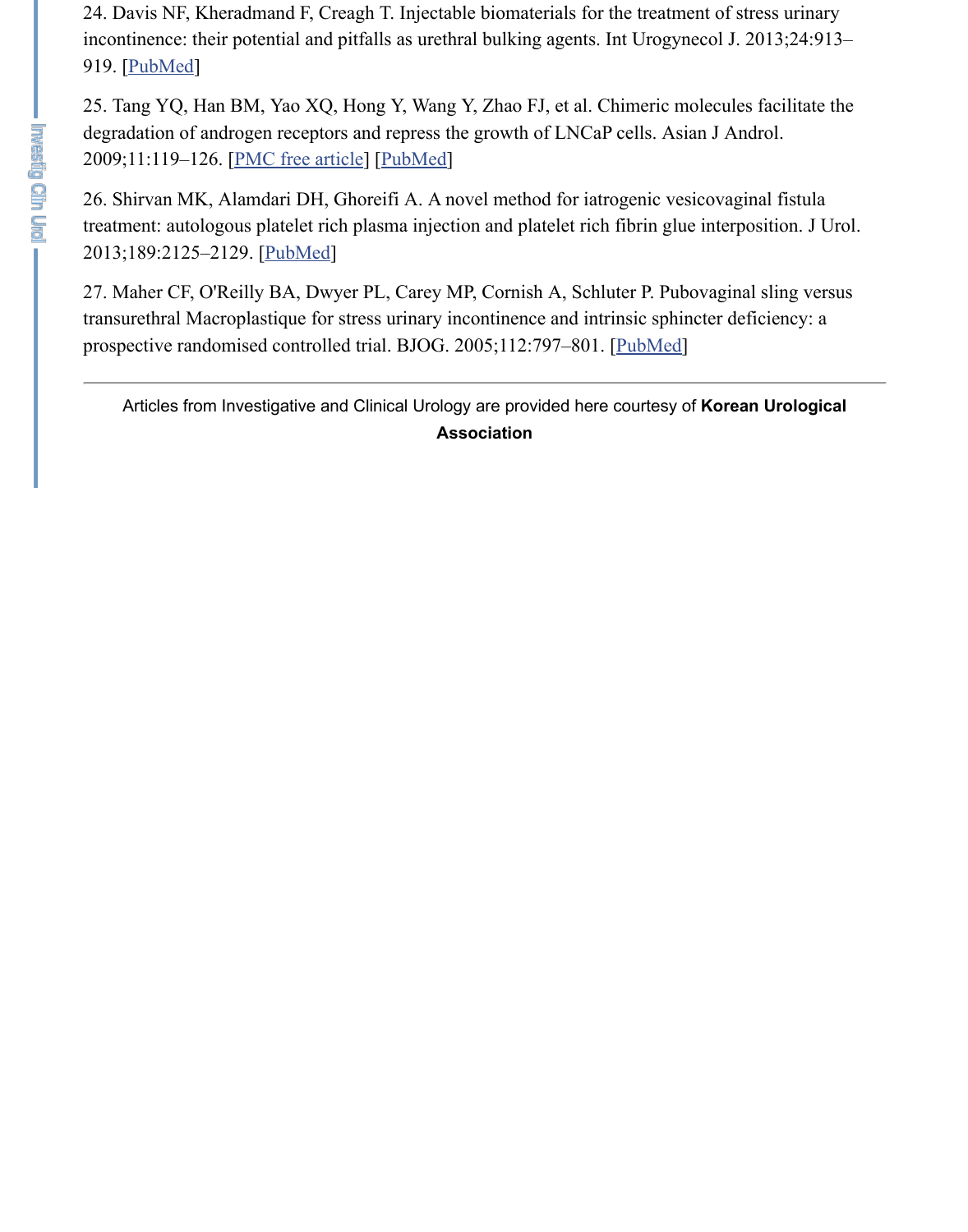24. Davis NF, Kheradmand F, Creagh T. Injectable biomaterials for the treatment of stress urinary incontinence: their potential and pitfalls as urethral bulking agents. Int Urogynecol J. 2013;24:913–919. [PubMed]

25. Tang YQ, Han BM, Yao XQ, Hong Y, Wang Y, Zhao FJ, et al. Chimeric molecules facilitate the degradation of androgen receptors and repress the growth of LNCaP cells. Asian J Androl. 2009;11:119–126. [PMC free article] [PubMed]

26. Shirvan MK, Alamdari DH, Ghoreifi A. A novel method for iatrogenic vesicovaginal fistula treatment: autologous platelet rich plasma injection and platelet rich fibrin glue interposition. J Urol. 2013;189:2125–2129. [PubMed]

27. Maher CF, O'Reilly BA, Dwyer PL, Carey MP, Cornish A, Schluter P. Pubovaginal sling versus transurethral Macroplastique for stress urinary incontinence and intrinsic sphincter deficiency: a prospective randomised controlled trial. BJOG. 2005;112:797–801. [PubMed]

---

Articles from Investigative and Clinical Urology are provided here courtesy of **Korean Urological Association**